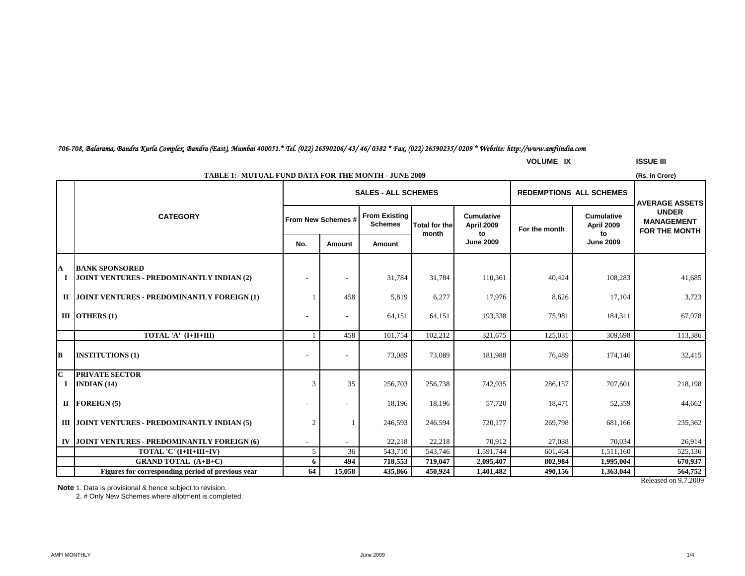*706-708, Balarama, Bandra Kurla Complex, Bandra (East), Mumbai 400051.* Tel. (022) 26590206/ 43/ 46/ 0382 * Fax. (022) 26590235/ 0209 * Website: http://www.amfiindia.com*

**VOLUME IX** **ISSUE III**

**TABLE 1:- MUTUAL FUND DATA FOR THE MONTH - JUNE 2009**

(Rs. in Crore)

| | CATEGORY | SALES - ALL SCHEMES | | | | | REDEMPTIONS ALL SCHEMES | | AVERAGE ASSETS UNDER MANAGEMENT FOR THE MONTH |
|---|---|---|---|---|---|---|---|---|---|
| | | From New Schemes # | | From Existing Schemes | Total for the month | Cumulative April 2009 to June 2009 | For the month | Cumulative April 2009 to June 2009 | |
| | | No. | Amount | Amount | | | | | |
| **A** | **BANK SPONSORED** | | | | | | | | |
| **I** | **JOINT VENTURES - PREDOMINANTLY INDIAN (2)** | - | - | 31,784 | 31,784 | 110,361 | 40,424 | 108,283 | 41,685 |
| **II** | **JOINT VENTURES - PREDOMINANTLY FOREIGN (1)** | 1 | 458 | 5,819 | 6,277 | 17,976 | 8,626 | 17,104 | 3,723 |
| **III** | **OTHERS (1)** | - | - | 64,151 | 64,151 | 193,338 | 75,981 | 184,311 | 67,978 |
| | **TOTAL 'A' (I+II+III)** | 1 | 458 | 101,754 | 102,212 | 321,675 | 125,031 | 309,698 | 113,386 |
| **B** | **INSTITUTIONS (1)** | - | - | 73,089 | 73,089 | 181,988 | 76,489 | 174,146 | 32,415 |
| **C** | **PRIVATE SECTOR** | | | | | | | | |
| **I** | **INDIAN (14)** | 3 | 35 | 256,703 | 256,738 | 742,935 | 286,157 | 707,601 | 218,198 |
| **II** | **FOREIGN (5)** | - | - | 18,196 | 18,196 | 57,720 | 18,471 | 52,359 | 44,662 |
| **III** | **JOINT VENTURES - PREDOMINANTLY INDIAN (5)** | 2 | 1 | 246,593 | 246,594 | 720,177 | 269,798 | 681,166 | 235,362 |
| **IV** | **JOINT VENTURES - PREDOMINANTLY FOREIGN (6)** | - | - | 22,218 | 22,218 | 70,912 | 27,038 | 70,034 | 26,914 |
| | **TOTAL 'C' (I+II+III+IV)** | 5 | 36 | 543,710 | 543,746 | 1,591,744 | 601,464 | 1,511,160 | 525,136 |
| | **GRAND TOTAL (A+B+C)** | **6** | **494** | **718,553** | **719,047** | **2,095,407** | **802,984** | **1,995,004** | **670,937** |
| | **Figures for corresponding period of previous year** | **64** | **15,058** | **435,866** | **450,924** | **1,401,482** | **490,156** | **1,363,044** | **564,752** |

Released on 9.7.2009

**Note** 1. Data is provisional & hence subject to revision.

2. # Only New Schemes where allotment is completed.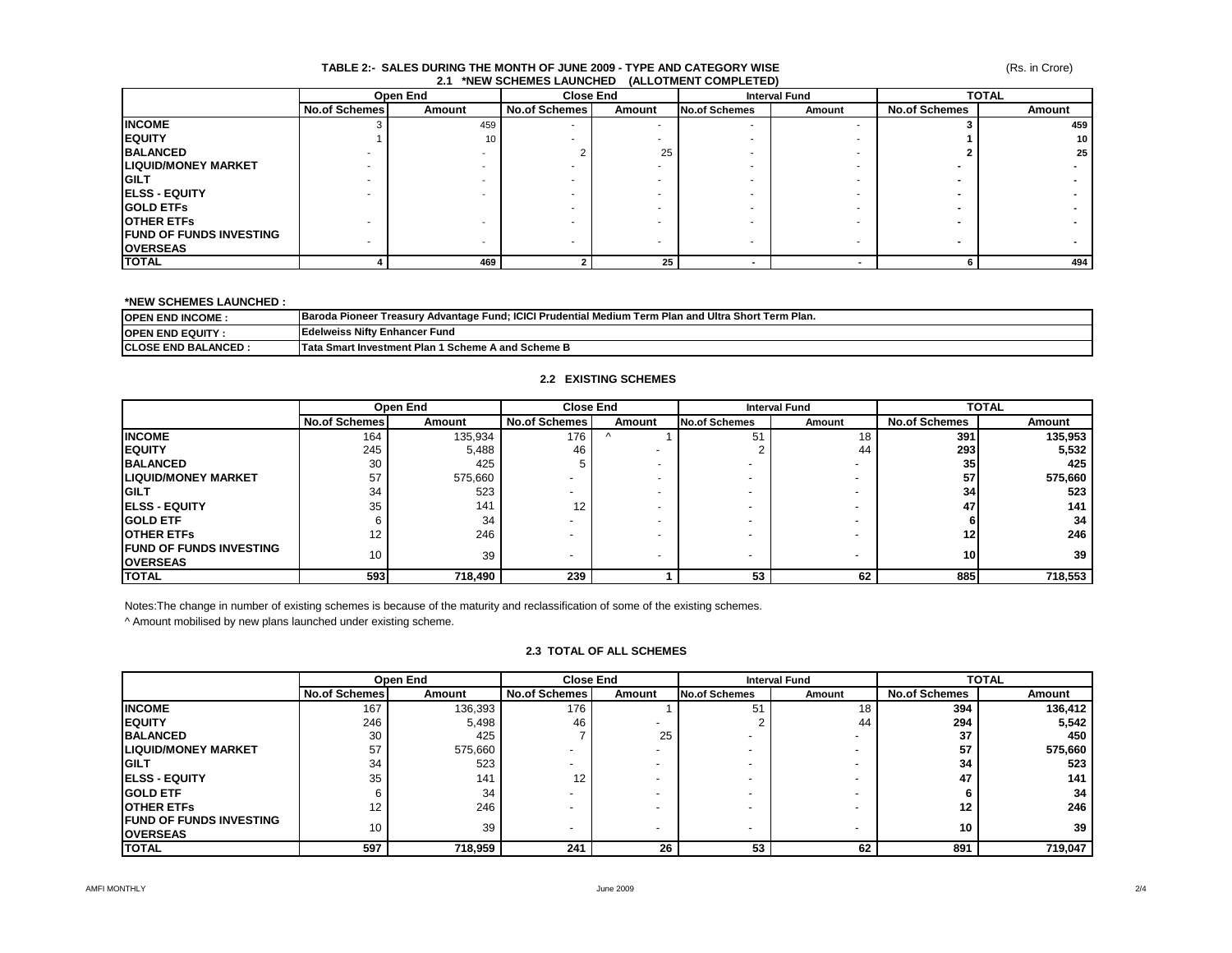# TABLE 2:- SALES DURING THE MONTH OF JUNE 2009 - TYPE AND CATEGORY WISE

(Rs. in Crore)

## 2.1 *NEW SCHEMES LAUNCHED (ALLOTMENT COMPLETED)

| | Open End | | Close End | | Interval Fund | | TOTAL | |
|---|---|---|---|---|---|---|---|---|
| | No.of Schemes | Amount | No.of Schemes | Amount | No.of Schemes | Amount | No.of Schemes | Amount |
| **INCOME** | 3 | 459 | - | - | - | - | **3** | **459** |
| **EQUITY** | 1 | 10 | - | - | - | - | **1** | **10** |
| **BALANCED** | - | - | 2 | 25 | - | - | **2** | **25** |
| **LIQUID/MONEY MARKET** | - | - | - | - | - | - | **-** | **-** |
| **GILT** | - | - | - | - | - | - | **-** | **-** |
| **ELSS - EQUITY** | - | - | - | - | - | - | **-** | **-** |
| **GOLD ETFs** | | | - | - | - | - | **-** | **-** |
| **OTHER ETFs** | - | - | - | - | - | - | **-** | **-** |
| **FUND OF FUNDS INVESTING OVERSEAS** | - | - | - | - | - | - | **-** | **-** |
| **TOTAL** | **4** | **469** | **2** | **25** | **-** | **-** | **6** | **494** |

**\*NEW SCHEMES LAUNCHED :**

| | |
|---|---|
| **OPEN END INCOME :** | **Baroda Pioneer Treasury Advantage Fund; ICICI Prudential Medium Term Plan and Ultra Short Term Plan.** |
| **OPEN END EQUITY :** | **Edelweiss Nifty Enhancer Fund** |
| **CLOSE END BALANCED :** | **Tata Smart Investment Plan 1 Scheme A and Scheme B** |

## 2.2 EXISTING SCHEMES

| | Open End | | Close End | | Interval Fund | | TOTAL | |
|---|---|---|---|---|---|---|---|---|
| | No.of Schemes | Amount | No.of Schemes | Amount | No.of Schemes | Amount | No.of Schemes | Amount |
| **INCOME** | 164 | 135,934 | 176 | ^ 1 | 51 | 18 | **391** | **135,953** |
| **EQUITY** | 245 | 5,488 | 46 | - | 2 | 44 | **293** | **5,532** |
| **BALANCED** | 30 | 425 | 5 | - | - | - | **35** | **425** |
| **LIQUID/MONEY MARKET** | 57 | 575,660 | - | - | - | - | **57** | **575,660** |
| **GILT** | 34 | 523 | - | - | - | - | **34** | **523** |
| **ELSS - EQUITY** | 35 | 141 | 12 | - | - | - | **47** | **141** |
| **GOLD ETF** | 6 | 34 | - | - | - | - | **6** | **34** |
| **OTHER ETFs** | 12 | 246 | - | - | - | - | **12** | **246** |
| **FUND OF FUNDS INVESTING OVERSEAS** | 10 | 39 | - | - | - | - | **10** | **39** |
| **TOTAL** | **593** | **718,490** | **239** | **1** | **53** | **62** | **885** | **718,553** |

Notes:The change in number of existing schemes is because of the maturity and reclassification of some of the existing schemes.

^ Amount mobilised by new plans launched under existing scheme.

## 2.3 TOTAL OF ALL SCHEMES

| | Open End | | Close End | | Interval Fund | | TOTAL | |
|---|---|---|---|---|---|---|---|---|
| | No.of Schemes | Amount | No.of Schemes | Amount | No.of Schemes | Amount | No.of Schemes | Amount |
| **INCOME** | 167 | 136,393 | 176 | 1 | 51 | 18 | **394** | **136,412** |
| **EQUITY** | 246 | 5,498 | 46 | - | 2 | 44 | **294** | **5,542** |
| **BALANCED** | 30 | 425 | 7 | 25 | - | - | **37** | **450** |
| **LIQUID/MONEY MARKET** | 57 | 575,660 | - | - | - | - | **57** | **575,660** |
| **GILT** | 34 | 523 | - | - | - | - | **34** | **523** |
| **ELSS - EQUITY** | 35 | 141 | 12 | - | - | - | **47** | **141** |
| **GOLD ETF** | 6 | 34 | - | - | - | - | **6** | **34** |
| **OTHER ETFs** | 12 | 246 | - | - | - | - | **12** | **246** |
| **FUND OF FUNDS INVESTING OVERSEAS** | 10 | 39 | - | - | - | - | **10** | **39** |
| **TOTAL** | **597** | **718,959** | **241** | **26** | **53** | **62** | **891** | **719,047** |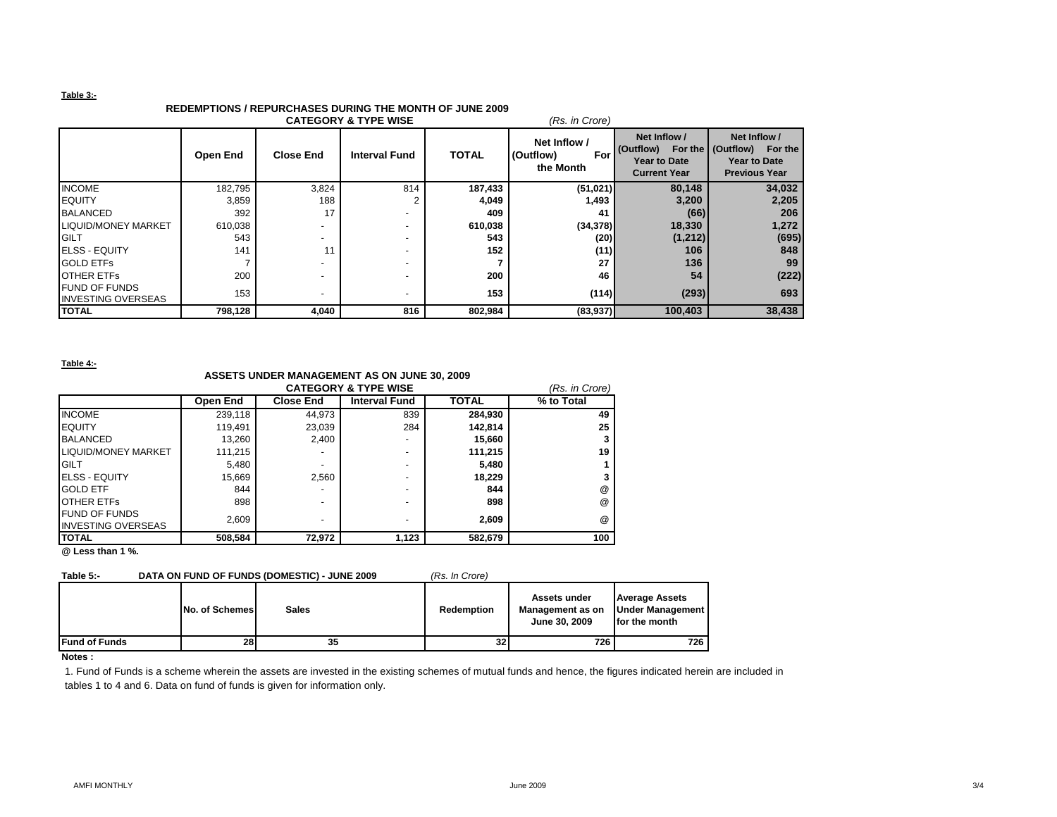**Table 3:-**

### REDEMPTIONS / REPURCHASES DURING THE MONTH OF JUNE 2009
### CATEGORY & TYPE WISE

*(Rs. in Crore)*

| | Open End | Close End | Interval Fund | TOTAL | Net Inflow / (Outflow) For the Month | Net Inflow / (Outflow) For the Year to Date Current Year | Net Inflow / (Outflow) For the Year to Date Previous Year |
|---|---|---|---|---|---|---|---|
| INCOME | 182,795 | 3,824 | 814 | **187,433** | **(51,021)** | **80,148** | **34,032** |
| EQUITY | 3,859 | 188 | 2 | **4,049** | **1,493** | **3,200** | **2,205** |
| BALANCED | 392 | 17 | - | **409** | **41** | **(66)** | **206** |
| LIQUID/MONEY MARKET | 610,038 | - | - | **610,038** | **(34,378)** | **18,330** | **1,272** |
| GILT | 543 | - | - | **543** | **(20)** | **(1,212)** | **(695)** |
| ELSS - EQUITY | 141 | 11 | - | **152** | **(11)** | **106** | **848** |
| GOLD ETFs | 7 | - | - | **7** | **27** | **136** | **99** |
| OTHER ETFs | 200 | - | - | **200** | **46** | **54** | **(222)** |
| FUND OF FUNDS INVESTING OVERSEAS | 153 | - | - | **153** | **(114)** | **(293)** | **693** |
| **TOTAL** | **798,128** | **4,040** | **816** | **802,984** | **(83,937)** | **100,403** | **38,438** |

**Table 4:-**

### ASSETS UNDER MANAGEMENT AS ON JUNE 30, 2009
### CATEGORY & TYPE WISE

*(Rs. in Crore)*

| | Open End | Close End | Interval Fund | TOTAL | % to Total |
|---|---|---|---|---|---|
| INCOME | 239,118 | 44,973 | 839 | **284,930** | **49** |
| EQUITY | 119,491 | 23,039 | 284 | **142,814** | **25** |
| BALANCED | 13,260 | 2,400 | - | **15,660** | **3** |
| LIQUID/MONEY MARKET | 111,215 | - | - | **111,215** | **19** |
| GILT | 5,480 | - | - | **5,480** | **1** |
| ELSS - EQUITY | 15,669 | 2,560 | - | **18,229** | **3** |
| GOLD ETF | 844 | - | - | **844** | @ |
| OTHER ETFs | 898 | - | - | **898** | @ |
| FUND OF FUNDS INVESTING OVERSEAS | 2,609 | - | - | **2,609** | @ |
| **TOTAL** | **508,584** | **72,972** | **1,123** | **582,679** | **100** |

**@ Less than 1 %.**

**Table 5:- DATA ON FUND OF FUNDS (DOMESTIC) - JUNE 2009** *(Rs. In Crore)*

| | No. of Schemes | Sales | Redemption | Assets under Management as on June 30, 2009 | Average Assets Under Management for the month |
|---|---|---|---|---|---|
| **Fund of Funds** | **28** | **35** | **32** | **726** | **726** |

**Notes :**

1. Fund of Funds is a scheme wherein the assets are invested in the existing schemes of mutual funds and hence, the figures indicated herein are included in tables 1 to 4 and 6. Data on fund of funds is given for information only.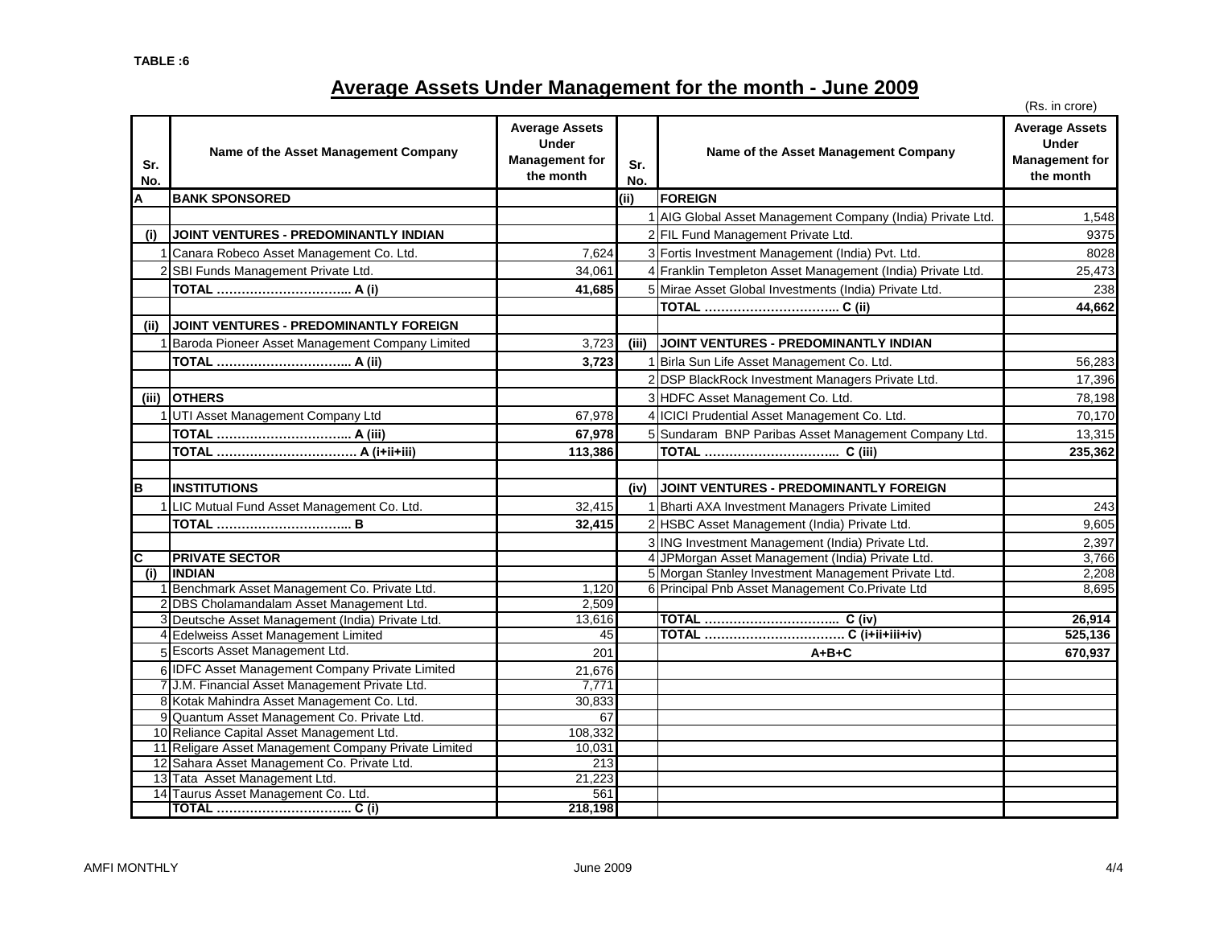TABLE :6

# Average Assets Under Management for the month - June 2009

(Rs. in crore)

| Sr. No. | Name of the Asset Management Company | Average Assets Under Management for the month | Sr. No. | Name of the Asset Management Company | Average Assets Under Management for the month |
|---|---|---|---|---|---|
| **A** | **BANK SPONSORED** | | **(ii)** | **FOREIGN** | |
| | | | 1 | AIG Global Asset Management Company (India) Private Ltd. | 1,548 |
| **(i)** | **JOINT VENTURES - PREDOMINANTLY INDIAN** | | 2 | FIL Fund Management Private Ltd. | 9375 |
| 1 | Canara Robeco Asset Management Co. Ltd. | 7,624 | 3 | Fortis Investment Management (India) Pvt. Ltd. | 8028 |
| 2 | SBI Funds Management Private Ltd. | 34,061 | 4 | Franklin Templeton Asset Management (India) Private Ltd. | 25,473 |
| | **TOTAL ………………………….. A (i)** | **41,685** | 5 | Mirae Asset Global Investments (India) Private Ltd. | 238 |
| | | | | **TOTAL ………………………….. C (ii)** | **44,662** |
| **(ii)** | **JOINT VENTURES - PREDOMINANTLY FOREIGN** | | | | |
| 1 | Baroda Pioneer Asset Management Company Limited | 3,723 | **(iii)** | **JOINT VENTURES - PREDOMINANTLY INDIAN** | |
| | **TOTAL ………………………….. A (ii)** | **3,723** | 1 | Birla Sun Life Asset Management Co. Ltd. | 56,283 |
| | | | 2 | DSP BlackRock Investment Managers Private Ltd. | 17,396 |
| **(iii)** | **OTHERS** | | 3 | HDFC Asset Management Co. Ltd. | 78,198 |
| 1 | UTI Asset Management Company Ltd | 67,978 | 4 | ICICI Prudential Asset Management Co. Ltd. | 70,170 |
| | **TOTAL ………………………….. A (iii)** | **67,978** | 5 | Sundaram BNP Paribas Asset Management Company Ltd. | 13,315 |
| | **TOTAL …………………………… A (i+ii+iii)** | **113,386** | | **TOTAL ………………………….. C (iii)** | **235,362** |
| | | | | | |
| **B** | **INSTITUTIONS** | | **(iv)** | **JOINT VENTURES - PREDOMINANTLY FOREIGN** | |
| 1 | LIC Mutual Fund Asset Management Co. Ltd. | 32,415 | 1 | Bharti AXA Investment Managers Private Limited | 243 |
| | **TOTAL ………………………….. B** | **32,415** | 2 | HSBC Asset Management (India) Private Ltd. | 9,605 |
| | | | 3 | ING Investment Management (India) Private Ltd. | 2,397 |
| **C** | **PRIVATE SECTOR** | | 4 | JPMorgan Asset Management (India) Private Ltd. | 3,766 |
| **(i)** | **INDIAN** | | 5 | Morgan Stanley Investment Management Private Ltd. | 2,208 |
| 1 | Benchmark Asset Management Co. Private Ltd. | 1,120 | 6 | Principal Pnb Asset Management Co.Private Ltd | 8,695 |
| 2 | DBS Cholamandalam Asset Management Ltd. | 2,509 | | | |
| 3 | Deutsche Asset Management (India) Private Ltd. | 13,616 | | **TOTAL ………………………….. C (iv)** | **26,914** |
| 4 | Edelweiss Asset Management Limited | 45 | | **TOTAL …………………………… C (i+ii+iii+iv)** | **525,136** |
| 5 | Escorts Asset Management Ltd. | 201 | | **A+B+C** | **670,937** |
| 6 | IDFC Asset Management Company Private Limited | 21,676 | | | |
| 7 | J.M. Financial Asset Management Private Ltd. | 7,771 | | | |
| 8 | Kotak Mahindra Asset Management Co. Ltd. | 30,833 | | | |
| 9 | Quantum Asset Management Co. Private Ltd. | 67 | | | |
| 10 | Reliance Capital Asset Management Ltd. | 108,332 | | | |
| 11 | Religare Asset Management Company Private Limited | 10,031 | | | |
| 12 | Sahara Asset Management Co. Private Ltd. | 213 | | | |
| 13 | Tata Asset Management Ltd. | 21,223 | | | |
| 14 | Taurus Asset Management Co. Ltd. | 561 | | | |
| | **TOTAL ………………………….. C (i)** | **218,198** | | | |